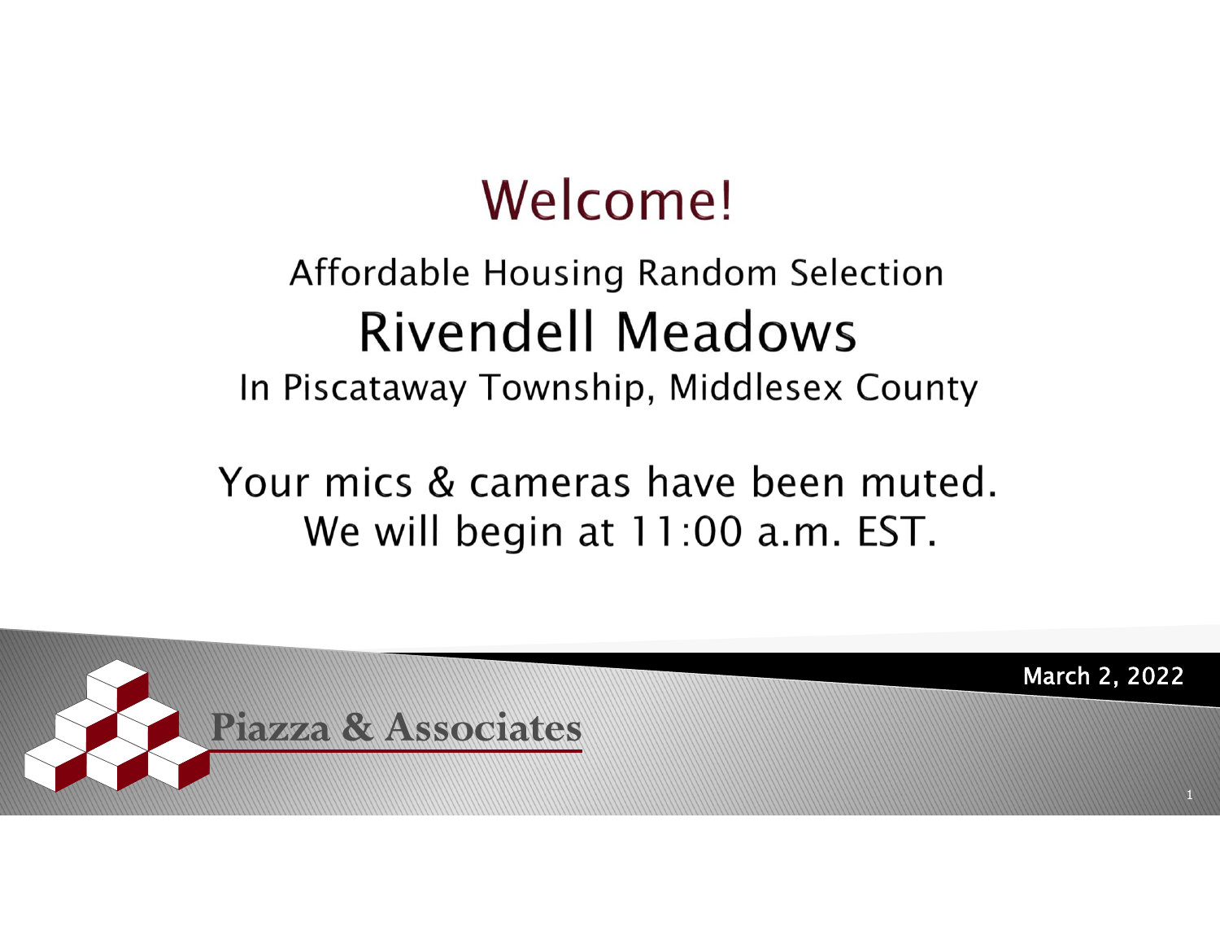# Welcome!

Affordable Housing Random Selection

## Rivendell Meadows

In Piscataway Township, Middlesex County

Your mics & cameras have been muted.
We will begin at 11:00 a.m. EST.

Piazza & Associates

March 2, 2022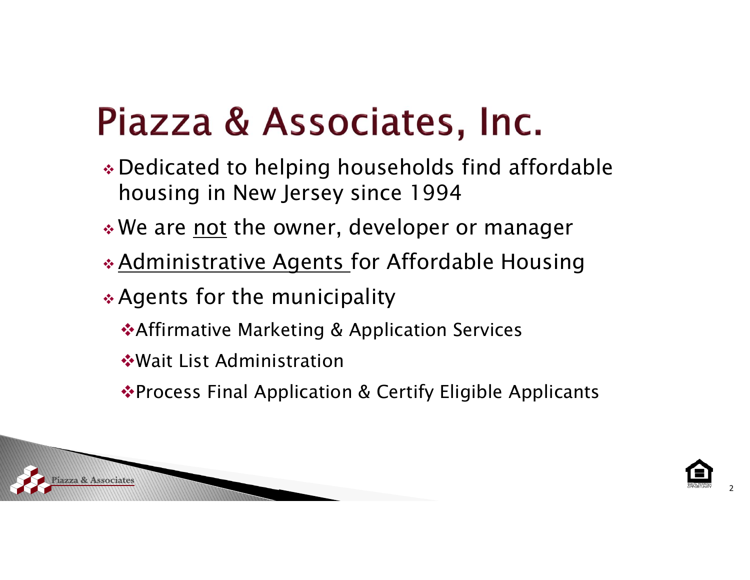# Piazza & Associates, Inc.

- Dedicated to helping households find affordable housing in New Jersey since 1994
- We are <u>not</u> the owner, developer or manager
- <u>Administrative Agents</u> for Affordable Housing
- Agents for the municipality
  - Affirmative Marketing & Application Services
  - Wait List Administration
  - Process Final Application & Certify Eligible Applicants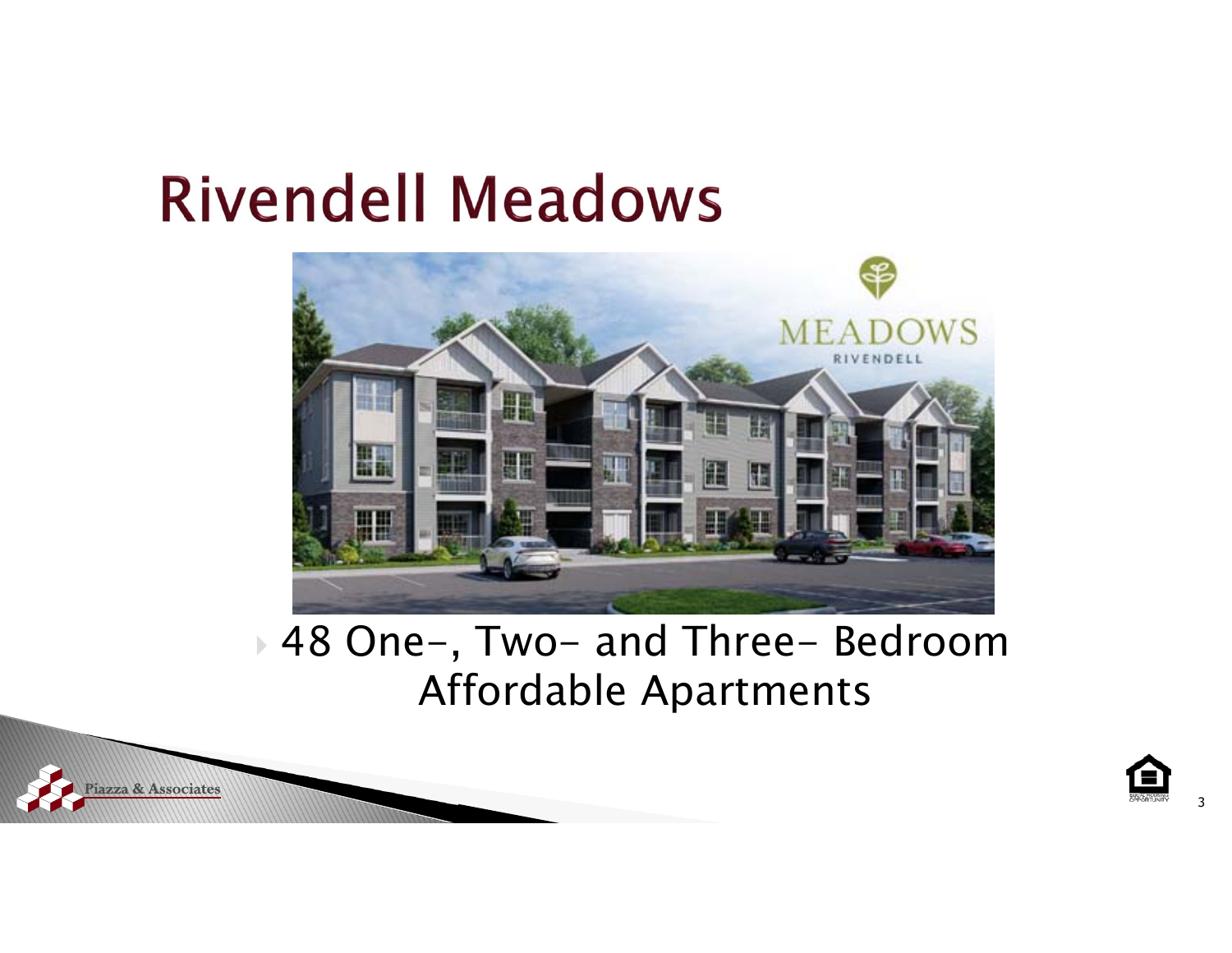# Rivendell Meadows

- 48 One-, Two- and Three- Bedroom Affordable Apartments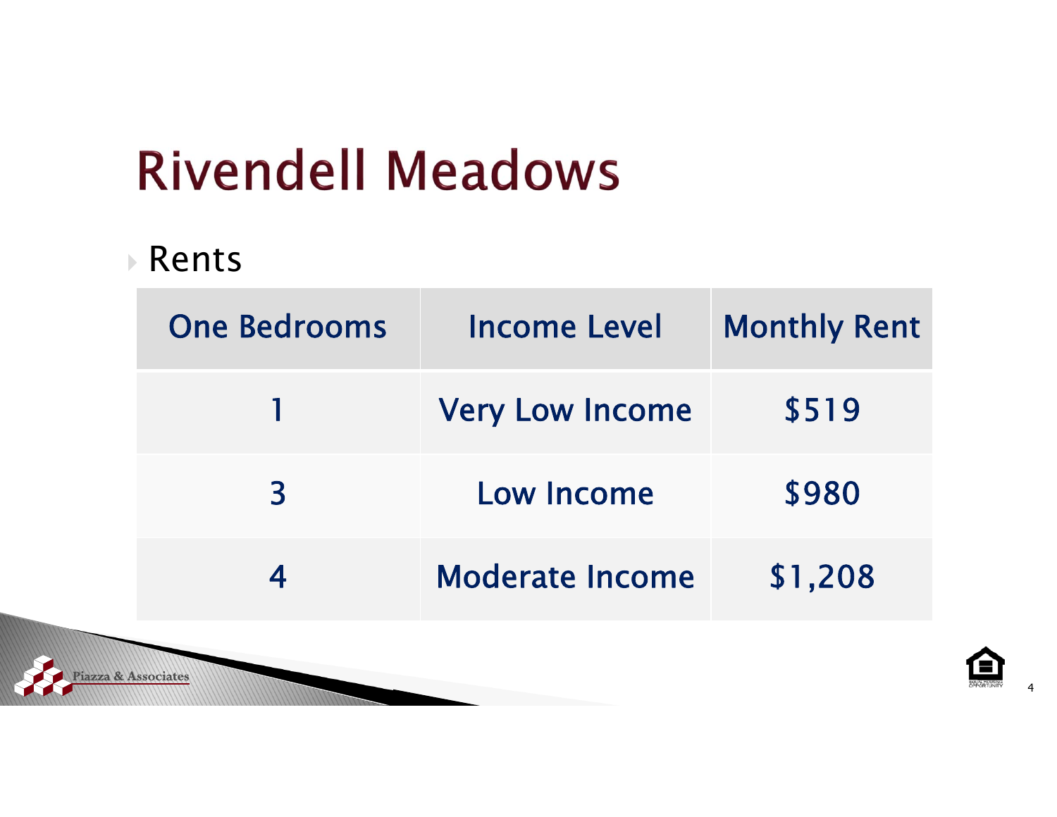# Rivendell Meadows

- Rents

| One Bedrooms | Income Level | Monthly Rent |
| --- | --- | --- |
| 1 | Very Low Income | $519 |
| 3 | Low Income | $980 |
| 4 | Moderate Income | $1,208 |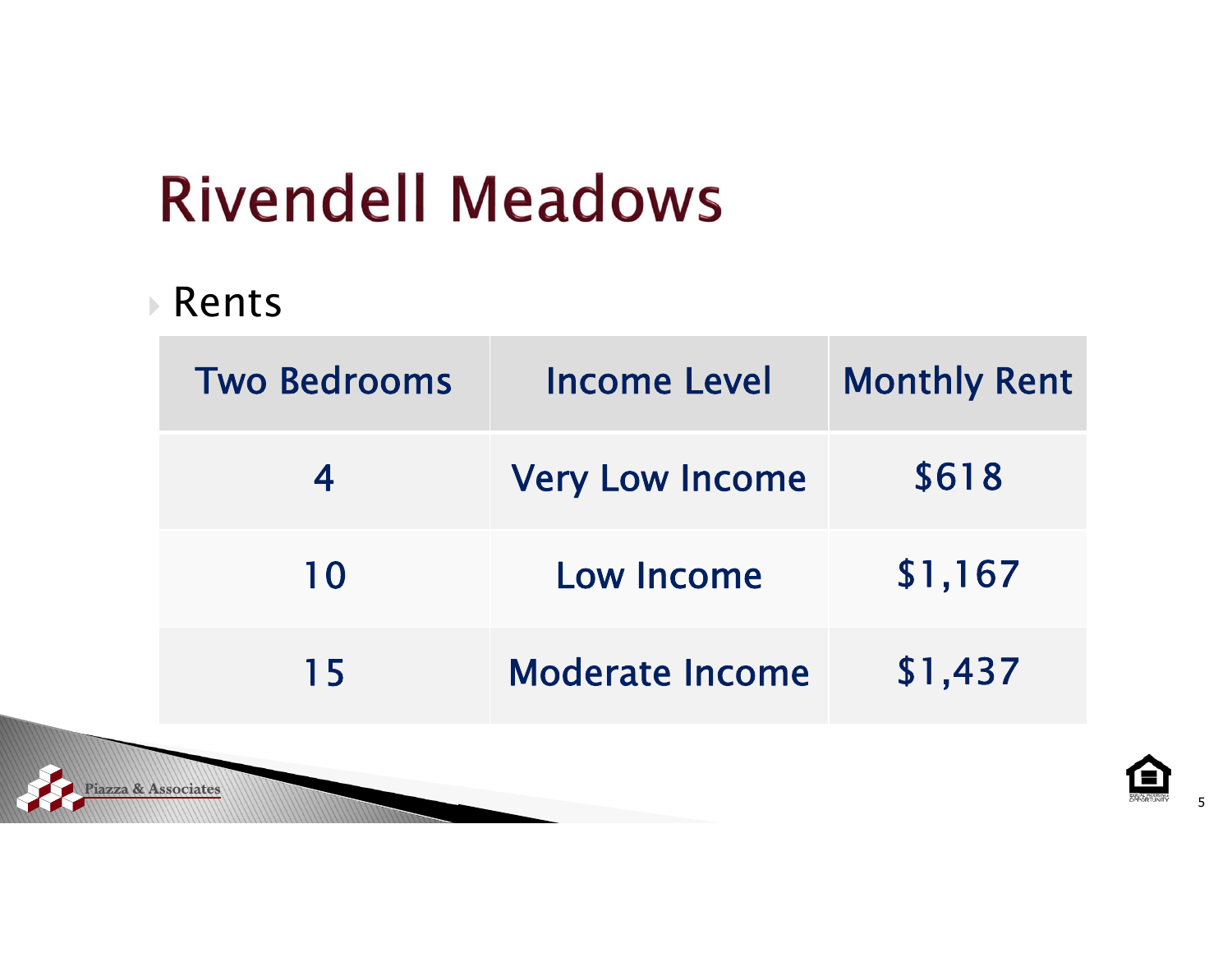# Rivendell Meadows

- Rents

| Two Bedrooms | Income Level | Monthly Rent |
| --- | --- | --- |
| 4 | Very Low Income | $618 |
| 10 | Low Income | $1,167 |
| 15 | Moderate Income | $1,437 |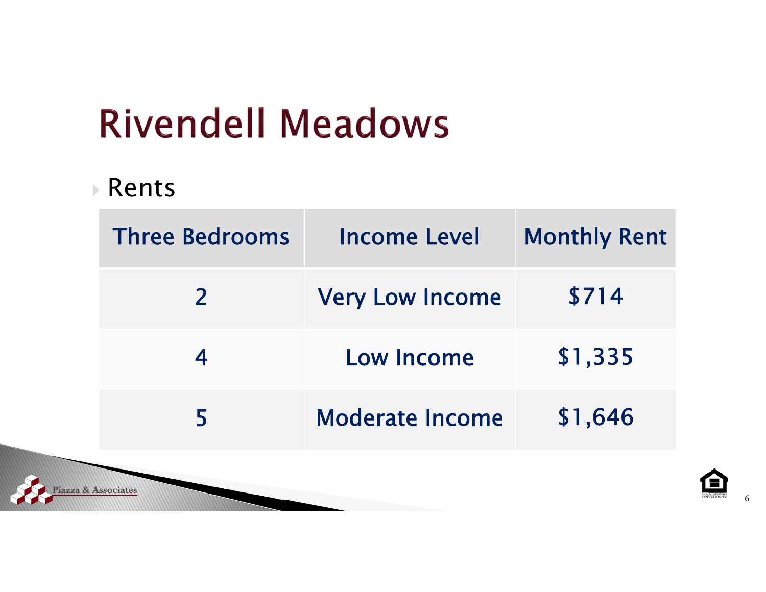# Rivendell Meadows

- Rents

| Three Bedrooms | Income Level | Monthly Rent |
|---|---|---|
| 2 | Very Low Income | $714 |
| 4 | Low Income | $1,335 |
| 5 | Moderate Income | $1,646 |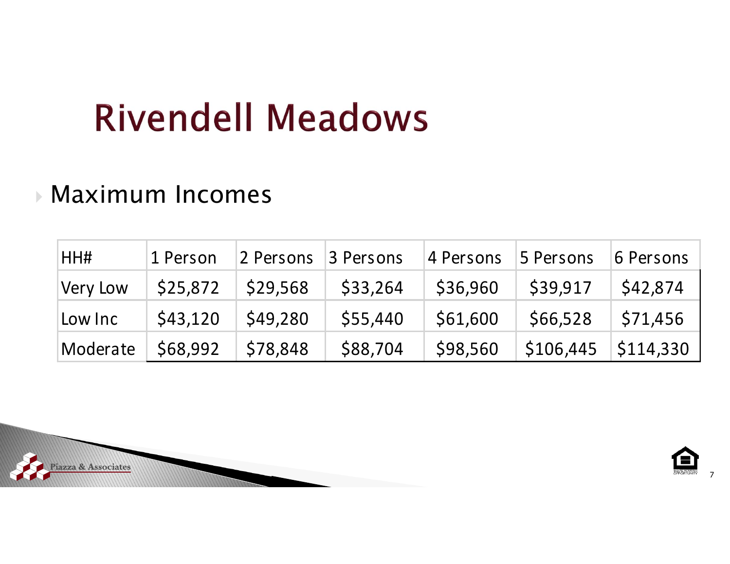# Rivendell Meadows

- Maximum Incomes

| HH# | 1 Person | 2 Persons | 3 Persons | 4 Persons | 5 Persons | 6 Persons |
| --- | --- | --- | --- | --- | --- | --- |
| Very Low | $25,872 | $29,568 | $33,264 | $36,960 | $39,917 | $42,874 |
| Low Inc | $43,120 | $49,280 | $55,440 | $61,600 | $66,528 | $71,456 |
| Moderate | $68,992 | $78,848 | $88,704 | $98,560 | $106,445 | $114,330 |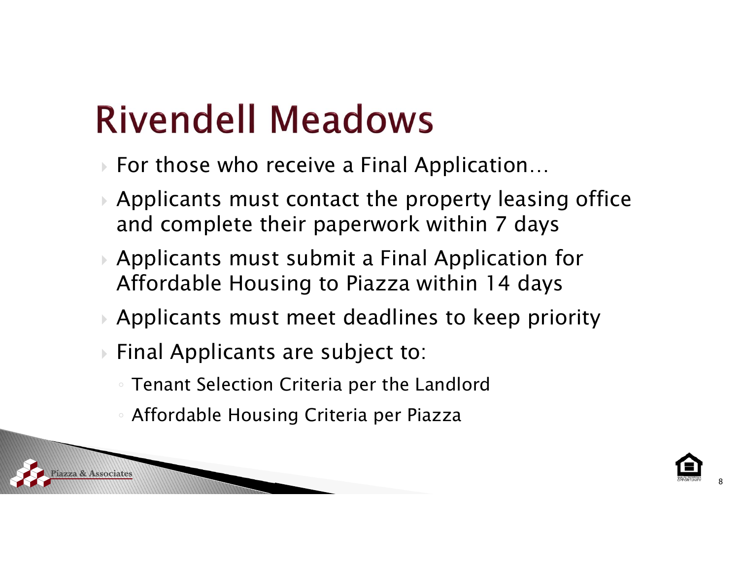# Rivendell Meadows

- For those who receive a Final Application…
- Applicants must contact the property leasing office and complete their paperwork within 7 days
- Applicants must submit a Final Application for Affordable Housing to Piazza within 14 days
- Applicants must meet deadlines to keep priority
- Final Applicants are subject to:
  - Tenant Selection Criteria per the Landlord
  - Affordable Housing Criteria per Piazza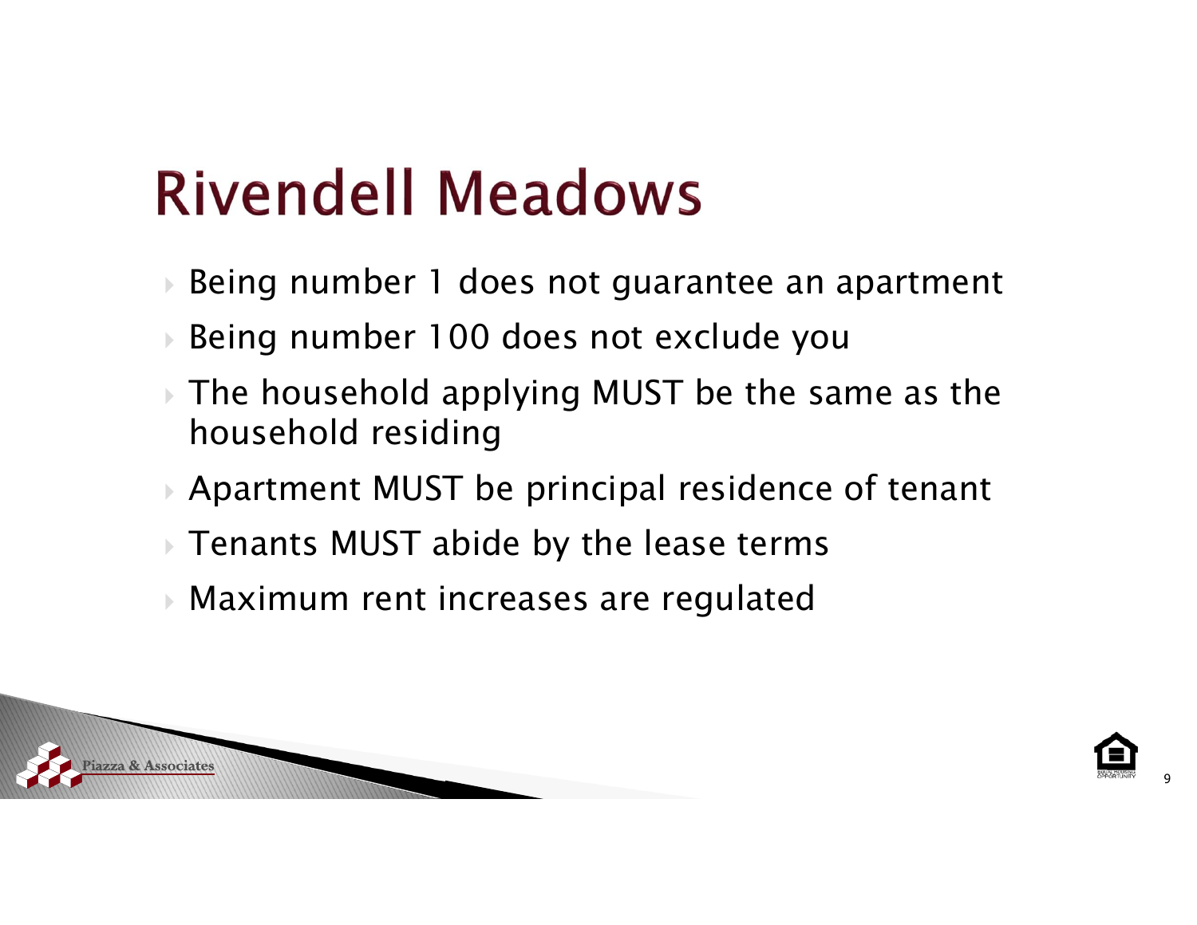# Rivendell Meadows

- Being number 1 does not guarantee an apartment
- Being number 100 does not exclude you
- The household applying MUST be the same as the household residing
- Apartment MUST be principal residence of tenant
- Tenants MUST abide by the lease terms
- Maximum rent increases are regulated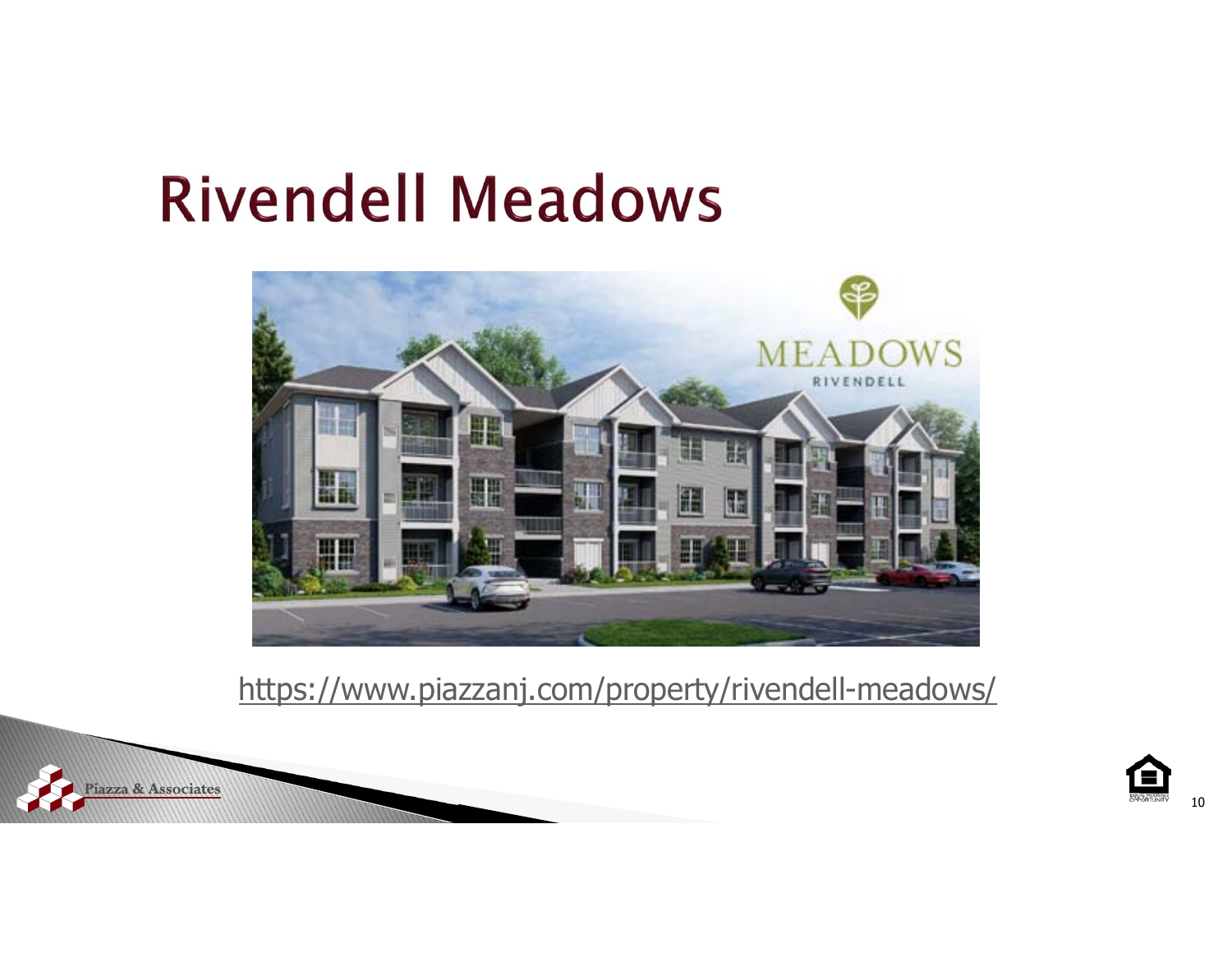# Rivendell Meadows

https://www.piazzanj.com/property/rivendell-meadows/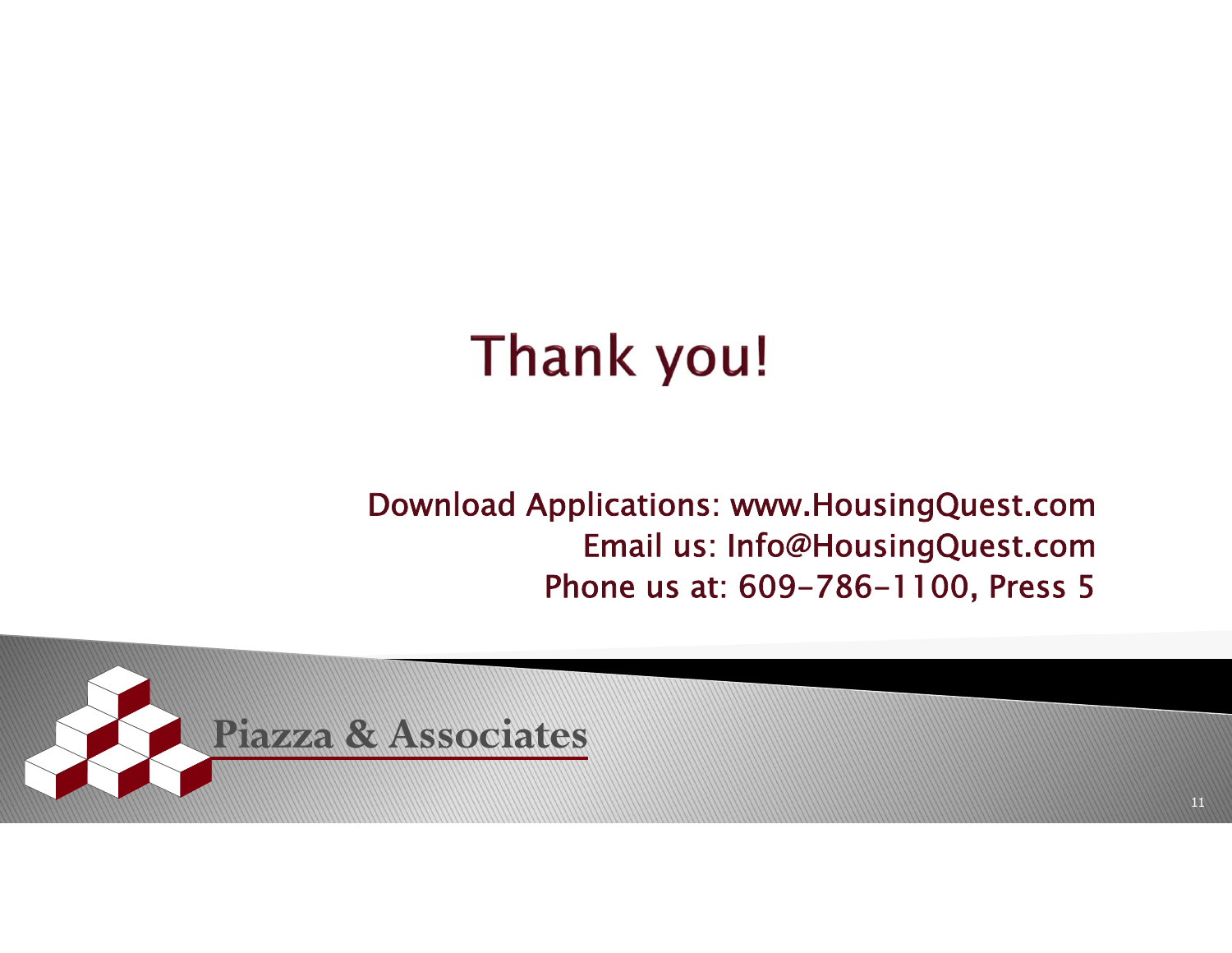# Thank you!

Download Applications: www.HousingQuest.com
Email us: Info@HousingQuest.com
Phone us at: 609-786-1100, Press 5

Piazza & Associates